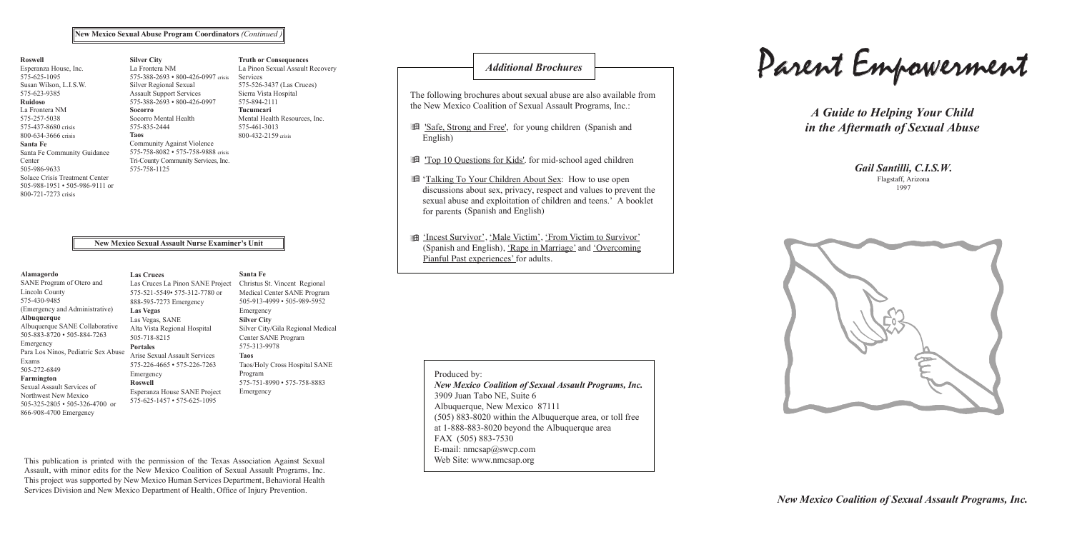## New Mexico Sexual Abuse Program Coordinators *(Continued)*

**Roswell**
Esperanza House, Inc.
575-625-1095
Susan Wilson, L.I.S.W.
575-623-9385

**Ruidoso**
La Frontera NM
575-257-5038
575-437-8680 crisis
800-634-3666 crisis

**Santa Fe**
Santa Fe Community Guidance Center
505-986-9633
Solace Crisis Treatment Center
505-988-1951 • 505-986-9111 or 800-721-7273 crisis

**Silver City**
La Frontera NM
575-388-2693 • 800-426-0997 crisis
Silver Regional Sexual Assault Support Services
575-388-2693 • 800-426-0997

**Socorro**
Socorro Mental Health
575-835-2444

**Taos**
Community Against Violence
575-758-8082 • 575-758-9888 crisis
Tri-County Community Services, Inc.
575-758-1125

**Truth or Consequences**
La Pinon Sexual Assault Recovery Services
575-526-3437 (Las Cruces)
Sierra Vista Hospital
575-894-2111

**Tucumcari**
Mental Health Resources, Inc.
575-461-3013
800-432-2159 crisis

## New Mexico Sexual Assault Nurse Examiner's Unit

**Alamagordo**
SANE Program of Otero and Lincoln County
575-430-9485
(Emergency and Administrative)

**Albuquerque**
Albuquerque SANE Collaborative
505-883-8720 • 505-884-7263 Emergency
Para Los Ninos, Pediatric Sex Abuse Exams
505-272-6849

**Farmington**
Sexual Assault Services of Northwest New Mexico
505-325-2805 • 505-326-4700 or 866-908-4700 Emergency

**Las Cruces**
Las Cruces La Pinon SANE Project
575-521-5549• 575-312-7780 or 888-595-7273 Emergency

**Las Vegas**
Las Vegas, SANE
Alta Vista Regional Hospital
505-718-8215

**Portales**
Arise Sexual Assault Services
575-226-4665 • 575-226-7263 Emergency

**Roswell**
Esperanza House SANE Project
575-625-1457 • 575-625-1095

**Santa Fe**
Christus St. Vincent Regional Medical Center SANE Program
505-913-4999 • 505-989-5952 Emergency

**Silver City**
Silver City/Gila Regional Medical Center SANE Program
575-313-9978

**Taos**
Taos/Holy Cross Hospital SANE Program
575-751-8990 • 575-758-8883 Emergency

This publication is printed with the permission of the Texas Association Against Sexual Assault, with minor edits for the New Mexico Coalition of Sexual Assault Programs, Inc. This project was supported by New Mexico Human Services Department, Behavioral Health Services Division and New Mexico Department of Health, Office of Injury Prevention.

## *Additional Brochures*

The following brochures about sexual abuse are also available from the New Mexico Coalition of Sexual Assault Programs, Inc.:

- 'Safe, Strong and Free', for young children (Spanish and English)
- 'Top 10 Questions for Kids', for mid-school aged children
- 'Talking To Your Children About Sex: How to use open discussions about sex, privacy, respect and values to prevent the sexual abuse and exploitation of children and teens.' A booklet for parents (Spanish and English)
- 'Incest Survivor', 'Male Victim', 'From Victim to Survivor' (Spanish and English), 'Rape in Marriage' and 'Overcoming Pianful Past experiences' for adults.

Produced by:
*New Mexico Coalition of Sexual Assault Programs, Inc.*
3909 Juan Tabo NE, Suite 6
Albuquerque, New Mexico 87111
(505) 883-8020 within the Albuquerque area, or toll free at 1-888-883-8020 beyond the Albuquerque area
FAX (505) 883-7530
E-mail: nmcsap@swcp.com
Web Site: www.nmcsap.org

# Parent Empowerment

## *A Guide to Helping Your Child in the Aftermath of Sexual Abuse*

***Gail Santilli, C.I.S.W.***
Flagstaff, Arizona
1997

*New Mexico Coalition of Sexual Assault Programs, Inc.*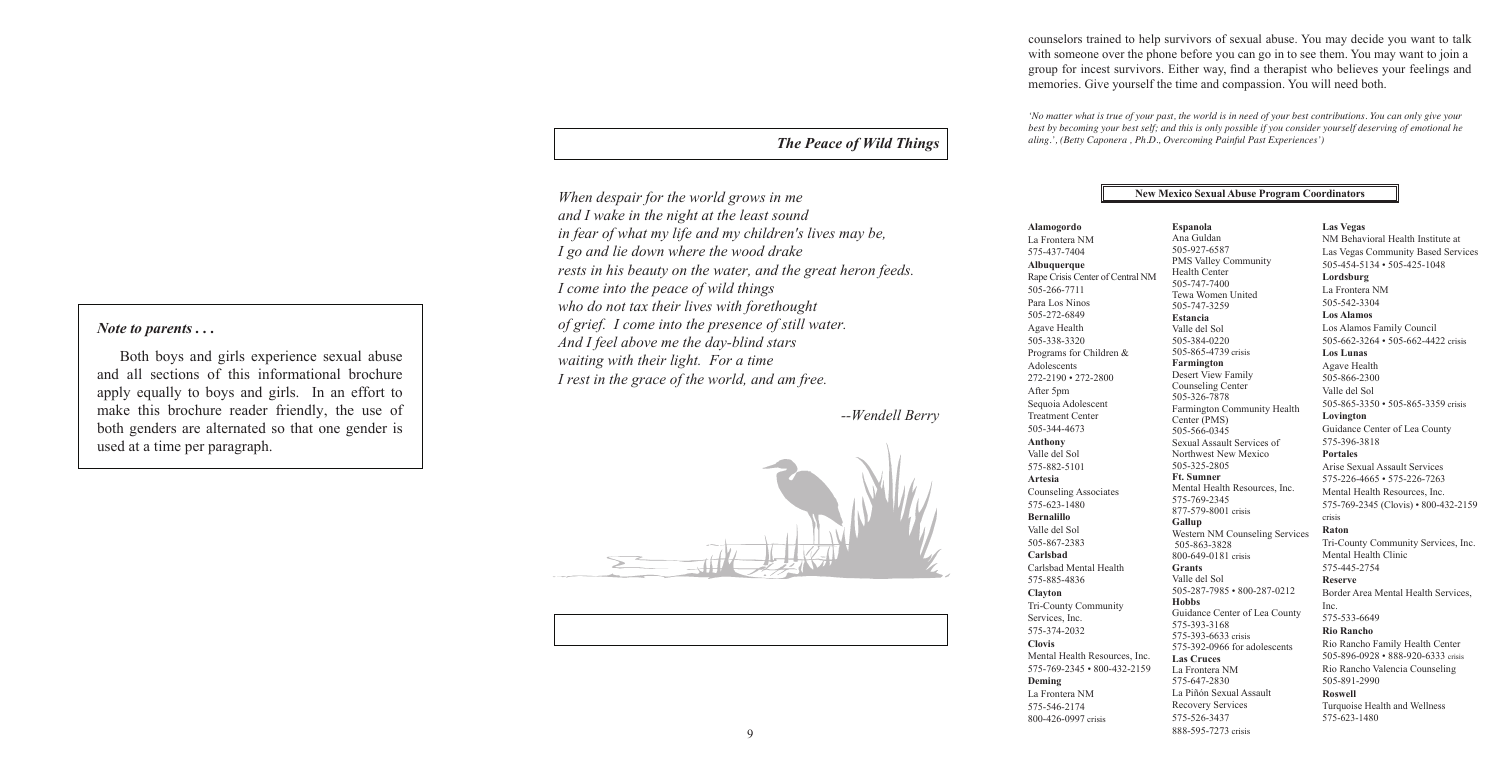### Note to parents . . .

Both boys and girls experience sexual abuse and all sections of this informational brochure apply equally to boys and girls. In an effort to make this brochure reader friendly, the use of both genders are alternated so that one gender is used at a time per paragraph.

## The Peace of Wild Things

*When despair for the world grows in me*
*and I wake in the night at the least sound*
*in fear of what my life and my children's lives may be,*
*I go and lie down where the wood drake*
*rests in his beauty on the water, and the great heron feeds.*
*I come into the peace of wild things*
*who do not tax their lives with forethought*
*of grief. I come into the presence of still water.*
*And I feel above me the day-blind stars*
*waiting with their light. For a time*
*I rest in the grace of the world, and am free.*

*--Wendell Berry*

counselors trained to help survivors of sexual abuse. You may decide you want to talk with someone over the phone before you can go in to see them. You may want to join a group for incest survivors. Either way, find a therapist who believes your feelings and memories. Give yourself the time and compassion. You will need both.

*'No matter what is true of your past, the world is in need of your best contributions. You can only give your best by becoming your best self; and this is only possible if you consider yourself deserving of emotional he aling.', (Betty Caponera , Ph.D., Overcoming Painful Past Experiences')*

### New Mexico Sexual Abuse Program Coordinators

**Alamogordo**
La Frontera NM
575-437-7404

**Albuquerque**
Rape Crisis Center of Central NM
505-266-7711
Para Los Ninos
505-272-6849
Agave Health
505-338-3320
Programs for Children & Adolescents
272-2190 • 272-2800
After 5pm
Sequoia Adolescent Treatment Center
505-344-4673

**Anthony**
Valle del Sol
575-882-5101

**Artesia**
Counseling Associates
575-623-1480

**Bernalillo**
Valle del Sol
505-867-2383

**Carlsbad**
Carlsbad Mental Health
575-885-4836

**Clayton**
Tri-County Community Services, Inc.
575-374-2032

**Clovis**
Mental Health Resources, Inc.
575-769-2345 • 800-432-2159

**Deming**
La Frontera NM
575-546-2174
800-426-0997 crisis

**Espanola**
Ana Guldan
505-927-6587
PMS Valley Community Health Center
505-747-7400
Tewa Women United
505-747-3259

**Estancia**
Valle del Sol
505-384-0220
505-865-4739 crisis

**Farmington**
Desert View Family Counseling Center
505-326-7878
Farmington Community Health Center (PMS)
505-566-0345
Sexual Assault Services of Northwest New Mexico
505-325-2805

**Ft. Sumner**
Mental Health Resources, Inc.
575-769-2345
877-579-8001 crisis

**Gallup**
Western NM Counseling Services
505-863-3828
800-649-0181 crisis

**Grants**
Valle del Sol
505-287-7985 • 800-287-0212

**Hobbs**
Guidance Center of Lea County
575-393-3168
575-393-6633 crisis
575-392-0966 for adolescents

**Las Cruces**
La Frontera NM
575-647-2830
La Piñón Sexual Assault Recovery Services
575-526-3437
888-595-7273 crisis

**Las Vegas**
NM Behavioral Health Institute at Las Vegas Community Based Services
505-454-5134 • 505-425-1048

**Lordsburg**
La Frontera NM
505-542-3304

**Los Alamos**
Los Alamos Family Council
505-662-3264 • 505-662-4422 crisis

**Los Lunas**
Agave Health
505-866-2300
Valle del Sol
505-865-3350 • 505-865-3359 crisis

**Lovington**
Guidance Center of Lea County
575-396-3818

**Portales**
Arise Sexual Assault Services
575-226-4665 • 575-226-7263
Mental Health Resources, Inc.
575-769-2345 (Clovis) • 800-432-2159 crisis

**Raton**
Tri-County Community Services, Inc. Mental Health Clinic
575-445-2754

**Reserve**
Border Area Mental Health Services, Inc.
575-533-6649

**Rio Rancho**
Rio Rancho Family Health Center
505-896-0928 • 888-920-6333 crisis
Rio Rancho Valencia Counseling
505-891-2990

**Roswell**
Turquoise Health and Wellness
575-623-1480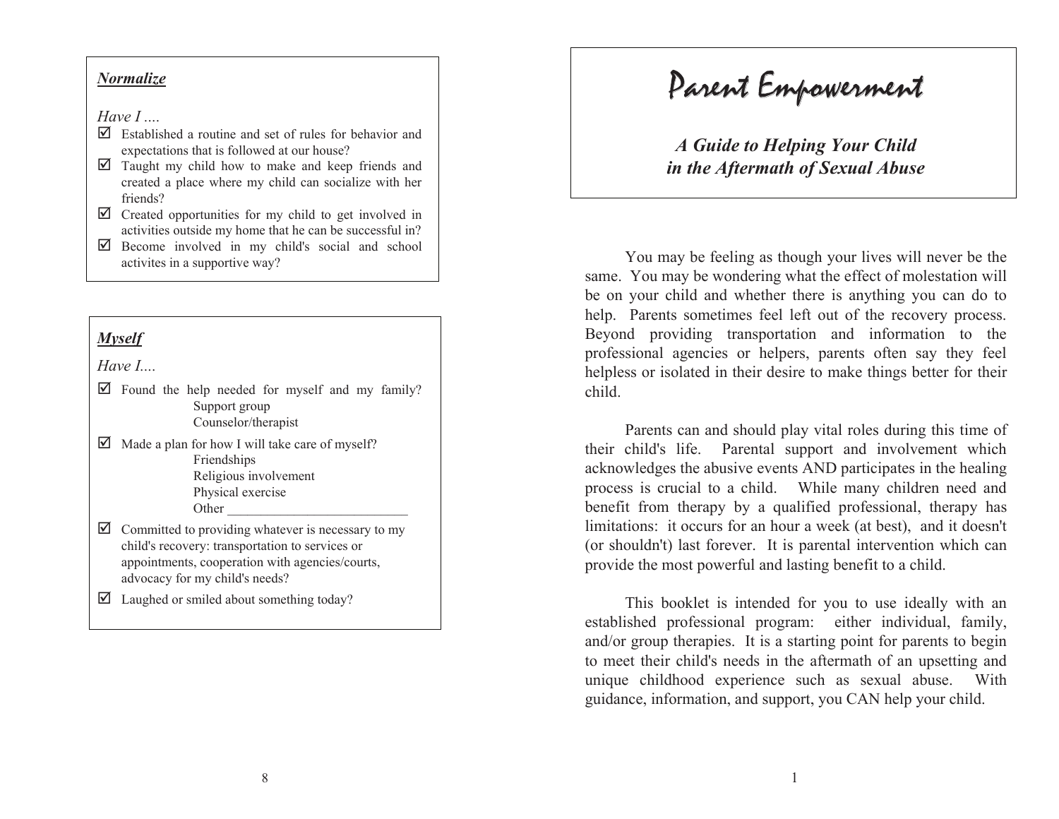### *Normalize*

*Have I ....*

- ☑ Established a routine and set of rules for behavior and expectations that is followed at our house?
- ☑ Taught my child how to make and keep friends and created a place where my child can socialize with her friends?
- ☑ Created opportunities for my child to get involved in activities outside my home that he can be successful in?
- ☑ Become involved in my child's social and school activites in a supportive way?

### *Myself*

*Have I....*

- ☑ Found the help needed for myself and my family?
  - Support group
  - Counselor/therapist
- ☑ Made a plan for how I will take care of myself?
  - Friendships
  - Religious involvement
  - Physical exercise
  - Other ___________________________
- ☑ Committed to providing whatever is necessary to my child's recovery: transportation to services or appointments, cooperation with agencies/courts, advocacy for my child's needs?
- ☑ Laughed or smiled about something today?

# Parent Empowerment

## *A Guide to Helping Your Child in the Aftermath of Sexual Abuse*

You may be feeling as though your lives will never be the same. You may be wondering what the effect of molestation will be on your child and whether there is anything you can do to help. Parents sometimes feel left out of the recovery process. Beyond providing transportation and information to the professional agencies or helpers, parents often say they feel helpless or isolated in their desire to make things better for their child.

Parents can and should play vital roles during this time of their child's life. Parental support and involvement which acknowledges the abusive events AND participates in the healing process is crucial to a child. While many children need and benefit from therapy by a qualified professional, therapy has limitations: it occurs for an hour a week (at best), and it doesn't (or shouldn't) last forever. It is parental intervention which can provide the most powerful and lasting benefit to a child.

This booklet is intended for you to use ideally with an established professional program: either individual, family, and/or group therapies. It is a starting point for parents to begin to meet their child's needs in the aftermath of an upsetting and unique childhood experience such as sexual abuse. With guidance, information, and support, you CAN help your child.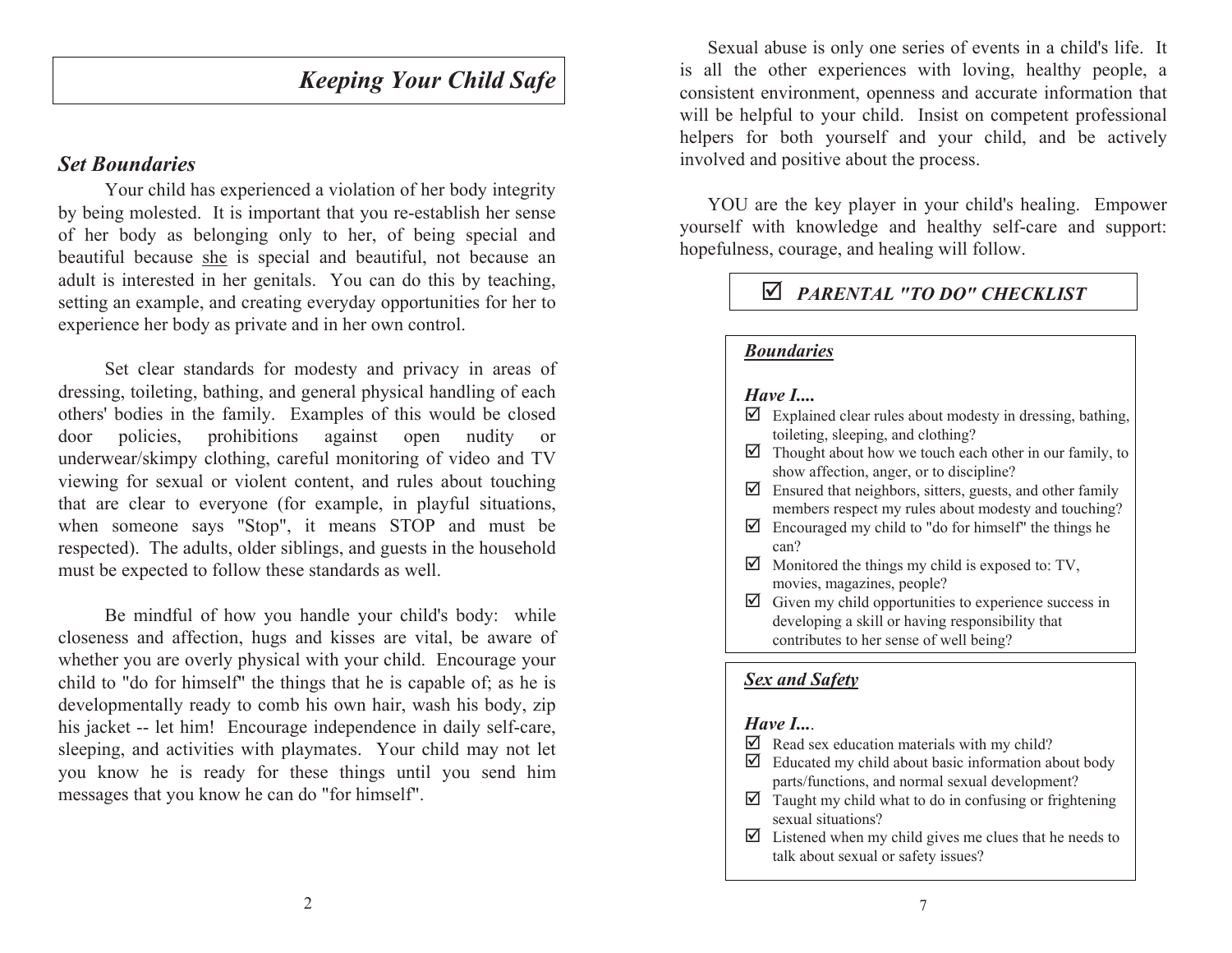# Keeping Your Child Safe

## Set Boundaries

Your child has experienced a violation of her body integrity by being molested. It is important that you re-establish her sense of her body as belonging only to her, of being special and beautiful because she is special and beautiful, not because an adult is interested in her genitals. You can do this by teaching, setting an example, and creating everyday opportunities for her to experience her body as private and in her own control.

Set clear standards for modesty and privacy in areas of dressing, toileting, bathing, and general physical handling of each others' bodies in the family. Examples of this would be closed door policies, prohibitions against open nudity or underwear/skimpy clothing, careful monitoring of video and TV viewing for sexual or violent content, and rules about touching that are clear to everyone (for example, in playful situations, when someone says "Stop", it means STOP and must be respected). The adults, older siblings, and guests in the household must be expected to follow these standards as well.

Be mindful of how you handle your child's body: while closeness and affection, hugs and kisses are vital, be aware of whether you are overly physical with your child. Encourage your child to "do for himself" the things that he is capable of; as he is developmentally ready to comb his own hair, wash his body, zip his jacket -- let him! Encourage independence in daily self-care, sleeping, and activities with playmates. Your child may not let you know he is ready for these things until you send him messages that you know he can do "for himself".

Sexual abuse is only one series of events in a child's life. It is all the other experiences with loving, healthy people, a consistent environment, openness and accurate information that will be helpful to your child. Insist on competent professional helpers for both yourself and your child, and be actively involved and positive about the process.

YOU are the key player in your child's healing. Empower yourself with knowledge and healthy self-care and support: hopefulness, courage, and healing will follow.

### ☑ *PARENTAL "TO DO" CHECKLIST*

***Boundaries***

***Have I....***

- ☑ Explained clear rules about modesty in dressing, bathing, toileting, sleeping, and clothing?
- ☑ Thought about how we touch each other in our family, to show affection, anger, or to discipline?
- ☑ Ensured that neighbors, sitters, guests, and other family members respect my rules about modesty and touching?
- ☑ Encouraged my child to "do for himself" the things he can?
- ☑ Monitored the things my child is exposed to: TV, movies, magazines, people?
- ☑ Given my child opportunities to experience success in developing a skill or having responsibility that contributes to her sense of well being?

***Sex and Safety***

***Have I....***

- ☑ Read sex education materials with my child?
- ☑ Educated my child about basic information about body parts/functions, and normal sexual development?
- ☑ Taught my child what to do in confusing or frightening sexual situations?
- ☑ Listened when my child gives me clues that he needs to talk about sexual or safety issues?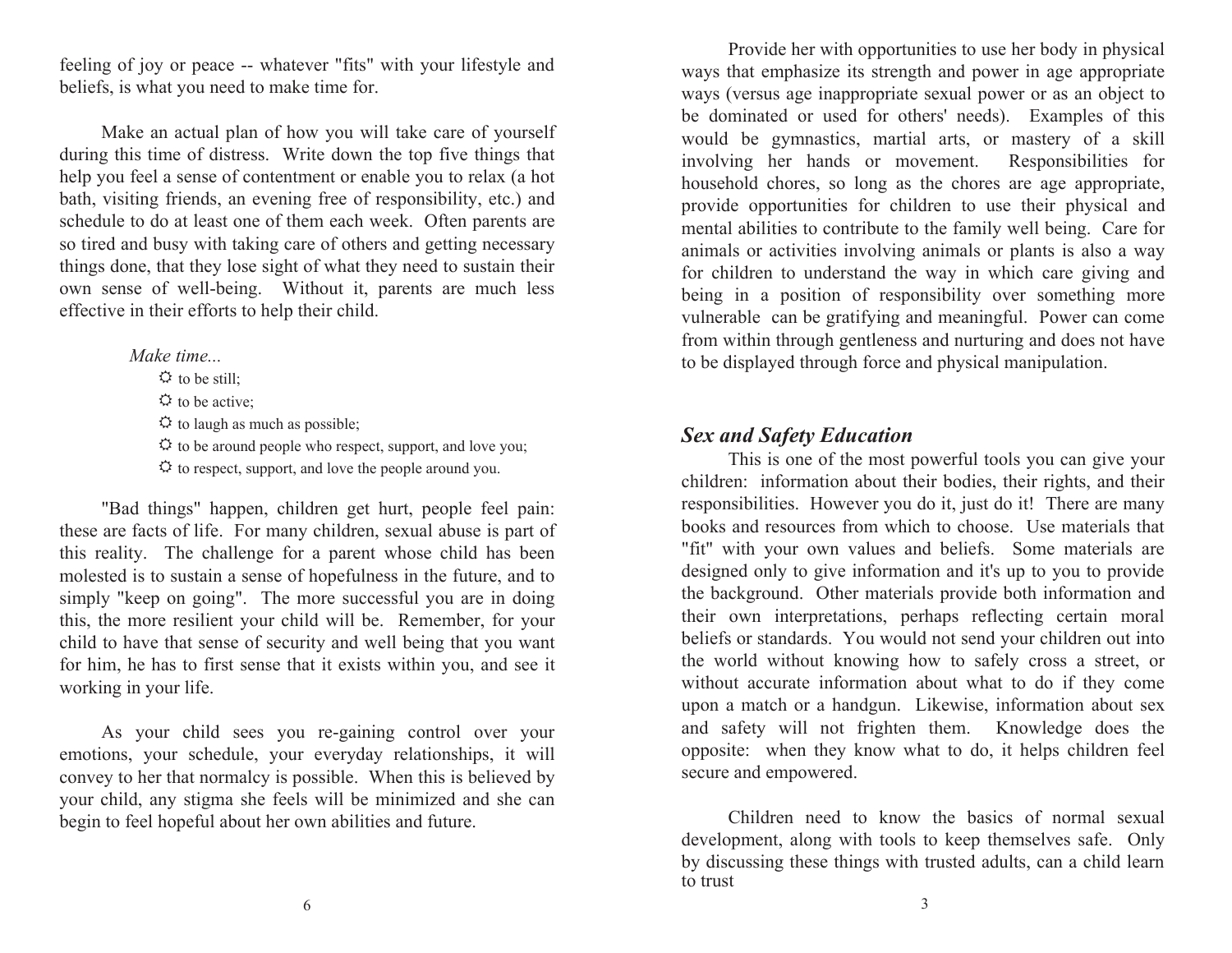feeling of joy or peace -- whatever "fits" with your lifestyle and beliefs, is what you need to make time for.

Make an actual plan of how you will take care of yourself during this time of distress. Write down the top five things that help you feel a sense of contentment or enable you to relax (a hot bath, visiting friends, an evening free of responsibility, etc.) and schedule to do at least one of them each week. Often parents are so tired and busy with taking care of others and getting necessary things done, that they lose sight of what they need to sustain their own sense of well-being. Without it, parents are much less effective in their efforts to help their child.

*Make time...*

- to be still;
- to be active;
- to laugh as much as possible;
- to be around people who respect, support, and love you;
- to respect, support, and love the people around you.

"Bad things" happen, children get hurt, people feel pain: these are facts of life. For many children, sexual abuse is part of this reality. The challenge for a parent whose child has been molested is to sustain a sense of hopefulness in the future, and to simply "keep on going". The more successful you are in doing this, the more resilient your child will be. Remember, for your child to have that sense of security and well being that you want for him, he has to first sense that it exists within you, and see it working in your life.

As your child sees you re-gaining control over your emotions, your schedule, your everyday relationships, it will convey to her that normalcy is possible. When this is believed by your child, any stigma she feels will be minimized and she can begin to feel hopeful about her own abilities and future.

Provide her with opportunities to use her body in physical ways that emphasize its strength and power in age appropriate ways (versus age inappropriate sexual power or as an object to be dominated or used for others' needs). Examples of this would be gymnastics, martial arts, or mastery of a skill involving her hands or movement. Responsibilities for household chores, so long as the chores are age appropriate, provide opportunities for children to use their physical and mental abilities to contribute to the family well being. Care for animals or activities involving animals or plants is also a way for children to understand the way in which care giving and being in a position of responsibility over something more vulnerable can be gratifying and meaningful. Power can come from within through gentleness and nurturing and does not have to be displayed through force and physical manipulation.

## *Sex and Safety Education*

This is one of the most powerful tools you can give your children: information about their bodies, their rights, and their responsibilities. However you do it, just do it! There are many books and resources from which to choose. Use materials that "fit" with your own values and beliefs. Some materials are designed only to give information and it's up to you to provide the background. Other materials provide both information and their own interpretations, perhaps reflecting certain moral beliefs or standards. You would not send your children out into the world without knowing how to safely cross a street, or without accurate information about what to do if they come upon a match or a handgun. Likewise, information about sex and safety will not frighten them. Knowledge does the opposite: when they know what to do, it helps children feel secure and empowered.

Children need to know the basics of normal sexual development, along with tools to keep themselves safe. Only by discussing these things with trusted adults, can a child learn to trust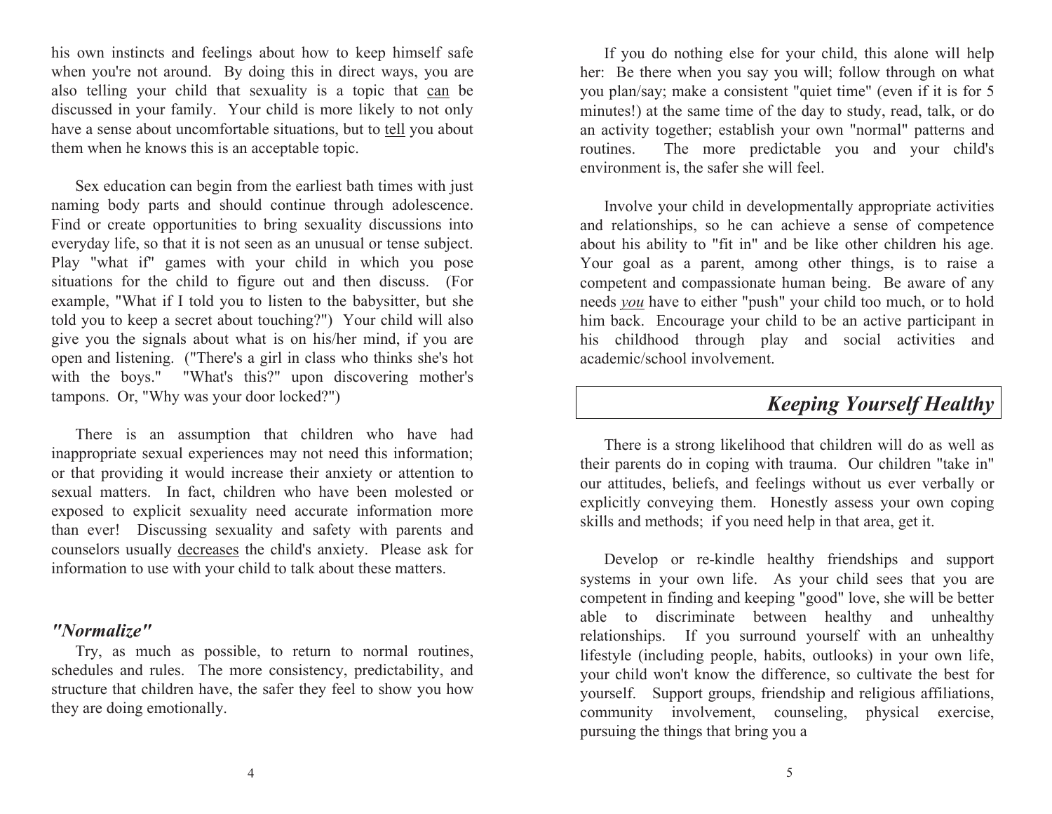his own instincts and feelings about how to keep himself safe when you're not around. By doing this in direct ways, you are also telling your child that sexuality is a topic that <u>can</u> be discussed in your family. Your child is more likely to not only have a sense about uncomfortable situations, but to <u>tell</u> you about them when he knows this is an acceptable topic.

Sex education can begin from the earliest bath times with just naming body parts and should continue through adolescence. Find or create opportunities to bring sexuality discussions into everyday life, so that it is not seen as an unusual or tense subject. Play "what if" games with your child in which you pose situations for the child to figure out and then discuss. (For example, "What if I told you to listen to the babysitter, but she told you to keep a secret about touching?") Your child will also give you the signals about what is on his/her mind, if you are open and listening. ("There's a girl in class who thinks she's hot with the boys." "What's this?" upon discovering mother's tampons. Or, "Why was your door locked?")

There is an assumption that children who have had inappropriate sexual experiences may not need this information; or that providing it would increase their anxiety or attention to sexual matters. In fact, children who have been molested or exposed to explicit sexuality need accurate information more than ever! Discussing sexuality and safety with parents and counselors usually <u>decreases</u> the child's anxiety. Please ask for information to use with your child to talk about these matters.

### *"Normalize"*

Try, as much as possible, to return to normal routines, schedules and rules. The more consistency, predictability, and structure that children have, the safer they feel to show you how they are doing emotionally.

If you do nothing else for your child, this alone will help her: Be there when you say you will; follow through on what you plan/say; make a consistent "quiet time" (even if it is for 5 minutes!) at the same time of the day to study, read, talk, or do an activity together; establish your own "normal" patterns and routines. The more predictable you and your child's environment is, the safer she will feel.

Involve your child in developmentally appropriate activities and relationships, so he can achieve a sense of competence about his ability to "fit in" and be like other children his age. Your goal as a parent, among other things, is to raise a competent and compassionate human being. Be aware of any needs <u>*you*</u> have to either "push" your child too much, or to hold him back. Encourage your child to be an active participant in his childhood through play and social activities and academic/school involvement.

## *Keeping Yourself Healthy*

There is a strong likelihood that children will do as well as their parents do in coping with trauma. Our children "take in" our attitudes, beliefs, and feelings without us ever verbally or explicitly conveying them. Honestly assess your own coping skills and methods; if you need help in that area, get it.

Develop or re-kindle healthy friendships and support systems in your own life. As your child sees that you are competent in finding and keeping "good" love, she will be better able to discriminate between healthy and unhealthy relationships. If you surround yourself with an unhealthy lifestyle (including people, habits, outlooks) in your own life, your child won't know the difference, so cultivate the best for yourself. Support groups, friendship and religious affiliations, community involvement, counseling, physical exercise, pursuing the things that bring you a